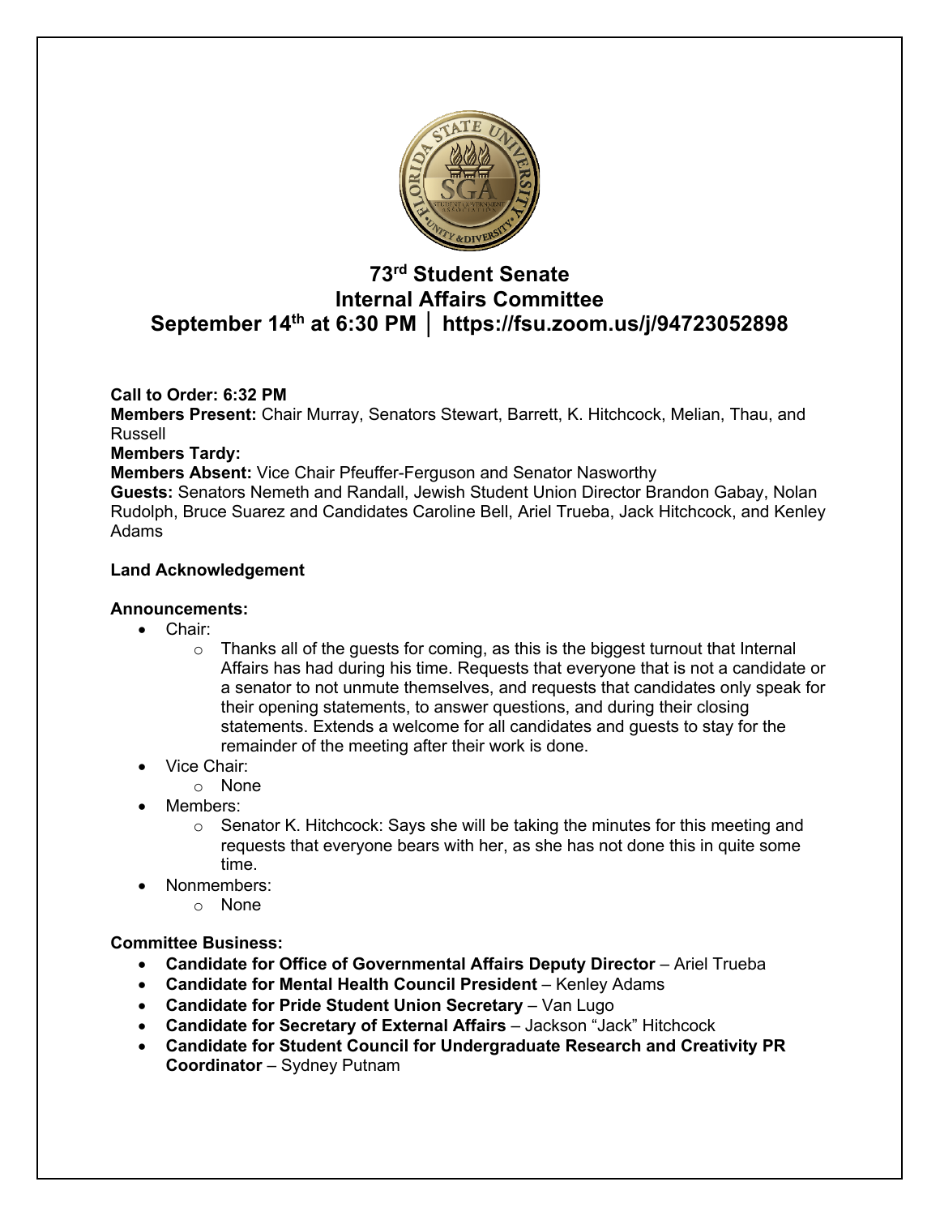# 73rd Student Senate
# Internal Affairs Committee
## September 14th at 6:30 PM │ https://fsu.zoom.us/j/94723052898

**Call to Order: 6:32 PM**
**Members Present:** Chair Murray, Senators Stewart, Barrett, K. Hitchcock, Melian, Thau, and Russell
**Members Tardy:**
**Members Absent:** Vice Chair Pfeuffer-Ferguson and Senator Nasworthy
**Guests:** Senators Nemeth and Randall, Jewish Student Union Director Brandon Gabay, Nolan Rudolph, Bruce Suarez and Candidates Caroline Bell, Ariel Trueba, Jack Hitchcock, and Kenley Adams

**Land Acknowledgement**

**Announcements:**

- Chair:
  - Thanks all of the guests for coming, as this is the biggest turnout that Internal Affairs has had during his time. Requests that everyone that is not a candidate or a senator to not unmute themselves, and requests that candidates only speak for their opening statements, to answer questions, and during their closing statements. Extends a welcome for all candidates and guests to stay for the remainder of the meeting after their work is done.
- Vice Chair:
  - None
- Members:
  - Senator K. Hitchcock: Says she will be taking the minutes for this meeting and requests that everyone bears with her, as she has not done this in quite some time.
- Nonmembers:
  - None

**Committee Business:**

- **Candidate for Office of Governmental Affairs Deputy Director** – Ariel Trueba
- **Candidate for Mental Health Council President** – Kenley Adams
- **Candidate for Pride Student Union Secretary** – Van Lugo
- **Candidate for Secretary of External Affairs** – Jackson "Jack" Hitchcock
- **Candidate for Student Council for Undergraduate Research and Creativity PR Coordinator** – Sydney Putnam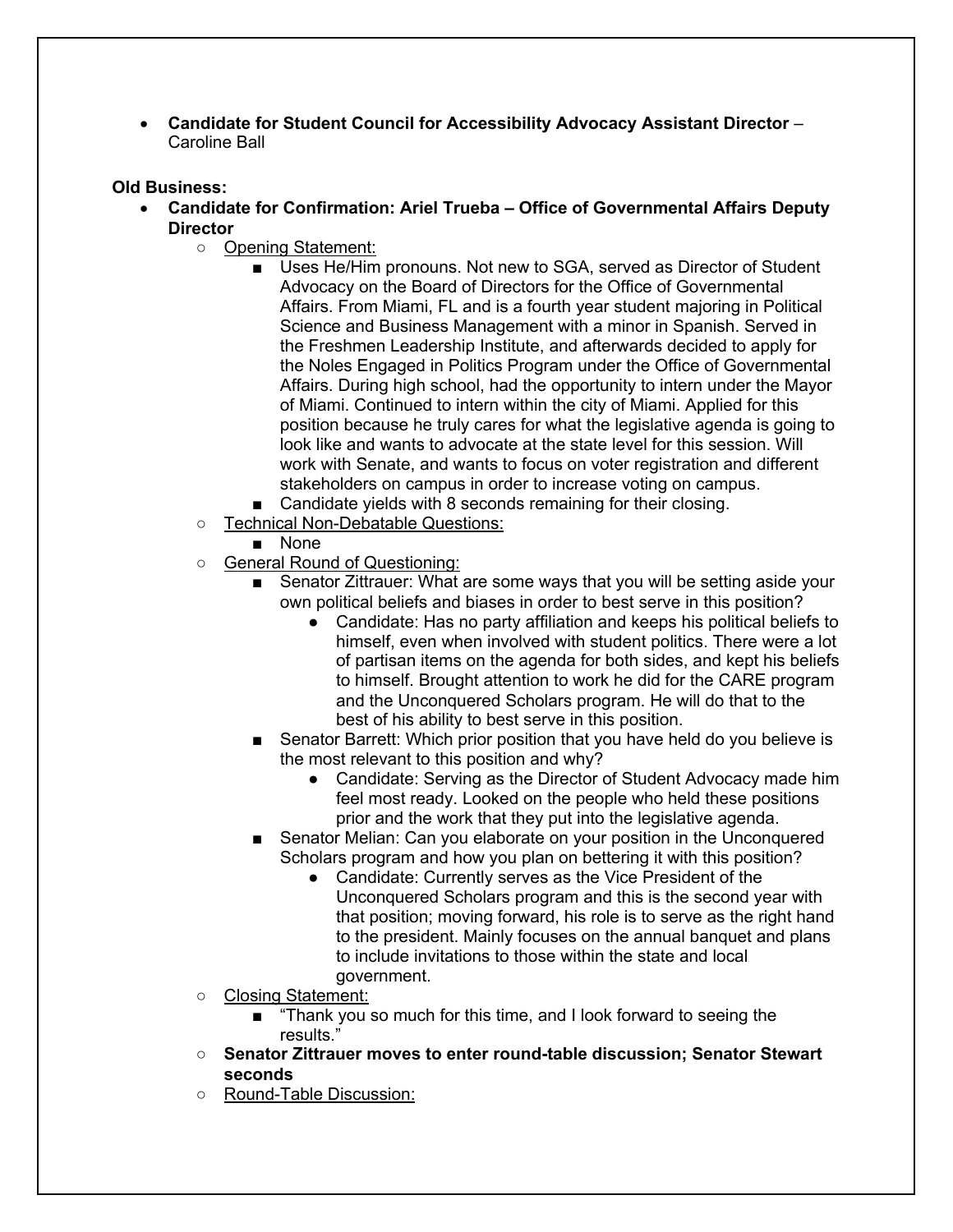- **Candidate for Student Council for Accessibility Advocacy Assistant Director** – Caroline Ball

**Old Business:**

- **Candidate for Confirmation: Ariel Trueba – Office of Governmental Affairs Deputy Director**
    - Opening Statement:
        - Uses He/Him pronouns. Not new to SGA, served as Director of Student Advocacy on the Board of Directors for the Office of Governmental Affairs. From Miami, FL and is a fourth year student majoring in Political Science and Business Management with a minor in Spanish. Served in the Freshmen Leadership Institute, and afterwards decided to apply for the Noles Engaged in Politics Program under the Office of Governmental Affairs. During high school, had the opportunity to intern under the Mayor of Miami. Continued to intern within the city of Miami. Applied for this position because he truly cares for what the legislative agenda is going to look like and wants to advocate at the state level for this session. Will work with Senate, and wants to focus on voter registration and different stakeholders on campus in order to increase voting on campus.
        - Candidate yields with 8 seconds remaining for their closing.
    - Technical Non-Debatable Questions:
        - None
    - General Round of Questioning:
        - Senator Zittrauer: What are some ways that you will be setting aside your own political beliefs and biases in order to best serve in this position?
            - Candidate: Has no party affiliation and keeps his political beliefs to himself, even when involved with student politics. There were a lot of partisan items on the agenda for both sides, and kept his beliefs to himself. Brought attention to work he did for the CARE program and the Unconquered Scholars program. He will do that to the best of his ability to best serve in this position.
        - Senator Barrett: Which prior position that you have held do you believe is the most relevant to this position and why?
            - Candidate: Serving as the Director of Student Advocacy made him feel most ready. Looked on the people who held these positions prior and the work that they put into the legislative agenda.
        - Senator Melian: Can you elaborate on your position in the Unconquered Scholars program and how you plan on bettering it with this position?
            - Candidate: Currently serves as the Vice President of the Unconquered Scholars program and this is the second year with that position; moving forward, his role is to serve as the right hand to the president. Mainly focuses on the annual banquet and plans to include invitations to those within the state and local government.
    - Closing Statement:
        - "Thank you so much for this time, and I look forward to seeing the results."
    - **Senator Zittrauer moves to enter round-table discussion; Senator Stewart seconds**
    - Round-Table Discussion: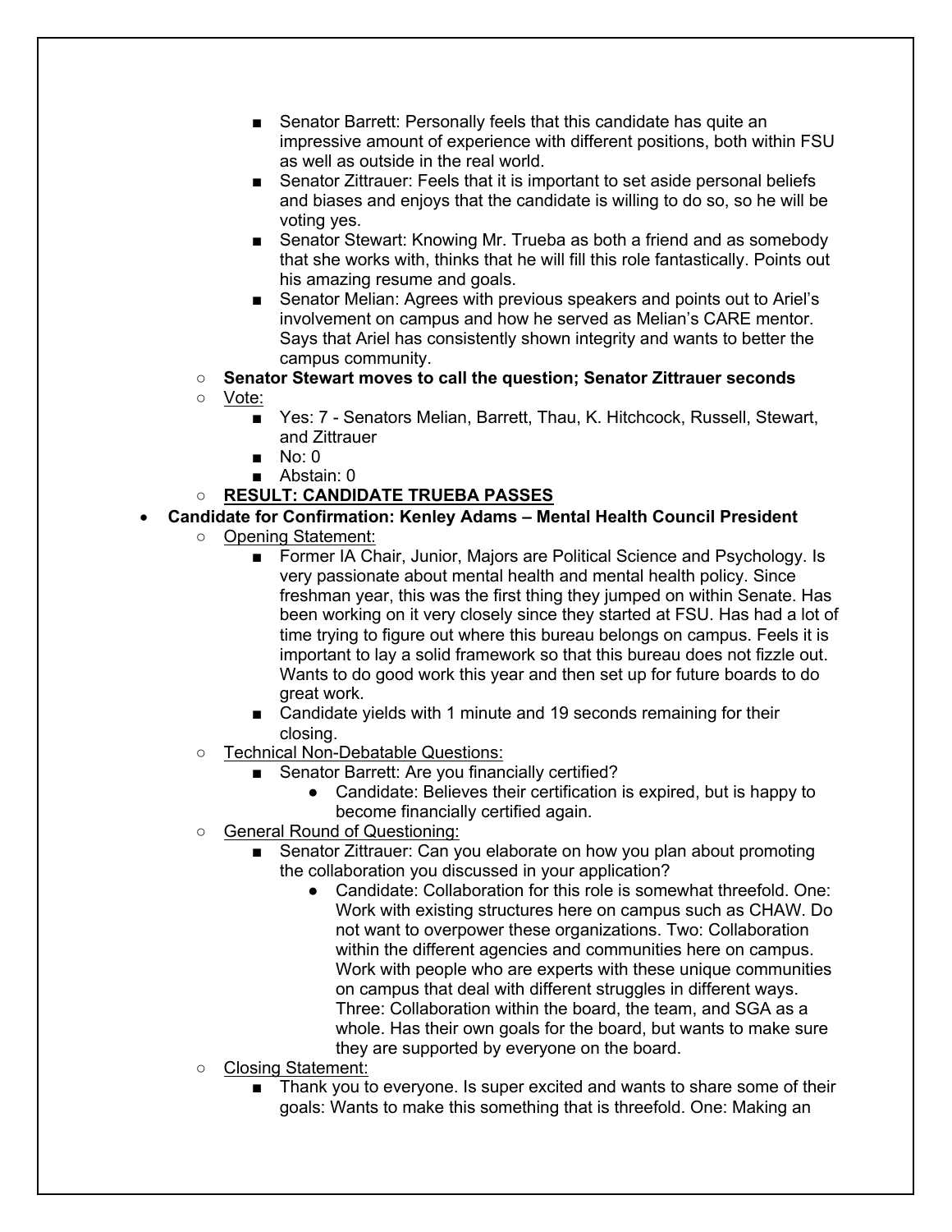- Senator Barrett: Personally feels that this candidate has quite an impressive amount of experience with different positions, both within FSU as well as outside in the real world.
      - Senator Zittrauer: Feels that it is important to set aside personal beliefs and biases and enjoys that the candidate is willing to do so, so he will be voting yes.
      - Senator Stewart: Knowing Mr. Trueba as both a friend and as somebody that she works with, thinks that he will fill this role fantastically. Points out his amazing resume and goals.
      - Senator Melian: Agrees with previous speakers and points out to Ariel's involvement on campus and how he served as Melian's CARE mentor. Says that Ariel has consistently shown integrity and wants to better the campus community.
   - **Senator Stewart moves to call the question; Senator Zittrauer seconds**
   - <u>Vote:</u>
      - Yes: 7 - Senators Melian, Barrett, Thau, K. Hitchcock, Russell, Stewart, and Zittrauer
      - No: 0
      - Abstain: 0
   - <u>**RESULT: CANDIDATE TRUEBA PASSES**</u>
- **Candidate for Confirmation: Kenley Adams – Mental Health Council President**
   - <u>Opening Statement:</u>
      - Former IA Chair, Junior, Majors are Political Science and Psychology. Is very passionate about mental health and mental health policy. Since freshman year, this was the first thing they jumped on within Senate. Has been working on it very closely since they started at FSU. Has had a lot of time trying to figure out where this bureau belongs on campus. Feels it is important to lay a solid framework so that this bureau does not fizzle out. Wants to do good work this year and then set up for future boards to do great work.
      - Candidate yields with 1 minute and 19 seconds remaining for their closing.
   - <u>Technical Non-Debatable Questions:</u>
      - Senator Barrett: Are you financially certified?
         - Candidate: Believes their certification is expired, but is happy to become financially certified again.
   - <u>General Round of Questioning:</u>
      - Senator Zittrauer: Can you elaborate on how you plan about promoting the collaboration you discussed in your application?
         - Candidate: Collaboration for this role is somewhat threefold. One: Work with existing structures here on campus such as CHAW. Do not want to overpower these organizations. Two: Collaboration within the different agencies and communities here on campus. Work with people who are experts with these unique communities on campus that deal with different struggles in different ways. Three: Collaboration within the board, the team, and SGA as a whole. Has their own goals for the board, but wants to make sure they are supported by everyone on the board.
   - <u>Closing Statement:</u>
      - Thank you to everyone. Is super excited and wants to share some of their goals: Wants to make this something that is threefold. One: Making an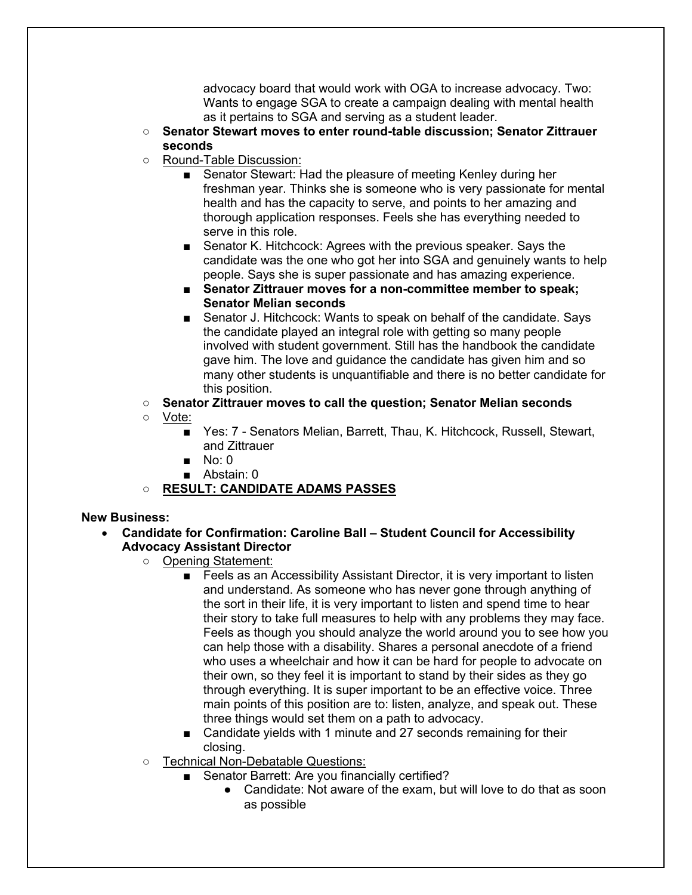- advocacy board that would work with OGA to increase advocacy. Two: Wants to engage SGA to create a campaign dealing with mental health as it pertains to SGA and serving as a student leader.
  - **Senator Stewart moves to enter round-table discussion; Senator Zittrauer seconds**
  - Round-Table Discussion:
    - Senator Stewart: Had the pleasure of meeting Kenley during her freshman year. Thinks she is someone who is very passionate for mental health and has the capacity to serve, and points to her amazing and thorough application responses. Feels she has everything needed to serve in this role.
    - Senator K. Hitchcock: Agrees with the previous speaker. Says the candidate was the one who got her into SGA and genuinely wants to help people. Says she is super passionate and has amazing experience.
    - **Senator Zittrauer moves for a non-committee member to speak; Senator Melian seconds**
    - Senator J. Hitchcock: Wants to speak on behalf of the candidate. Says the candidate played an integral role with getting so many people involved with student government. Still has the handbook the candidate gave him. The love and guidance the candidate has given him and so many other students is unquantifiable and there is no better candidate for this position.
  - **Senator Zittrauer moves to call the question; Senator Melian seconds**
  - Vote:
    - Yes: 7 - Senators Melian, Barrett, Thau, K. Hitchcock, Russell, Stewart, and Zittrauer
    - No: 0
    - Abstain: 0
  - **RESULT: CANDIDATE ADAMS PASSES**

**New Business:**

- **Candidate for Confirmation: Caroline Ball – Student Council for Accessibility Advocacy Assistant Director**
  - Opening Statement:
    - Feels as an Accessibility Assistant Director, it is very important to listen and understand. As someone who has never gone through anything of the sort in their life, it is very important to listen and spend time to hear their story to take full measures to help with any problems they may face. Feels as though you should analyze the world around you to see how you can help those with a disability. Shares a personal anecdote of a friend who uses a wheelchair and how it can be hard for people to advocate on their own, so they feel it is important to stand by their sides as they go through everything. It is super important to be an effective voice. Three main points of this position are to: listen, analyze, and speak out. These three things would set them on a path to advocacy.
    - Candidate yields with 1 minute and 27 seconds remaining for their closing.
  - Technical Non-Debatable Questions:
    - Senator Barrett: Are you financially certified?
      - Candidate: Not aware of the exam, but will love to do that as soon as possible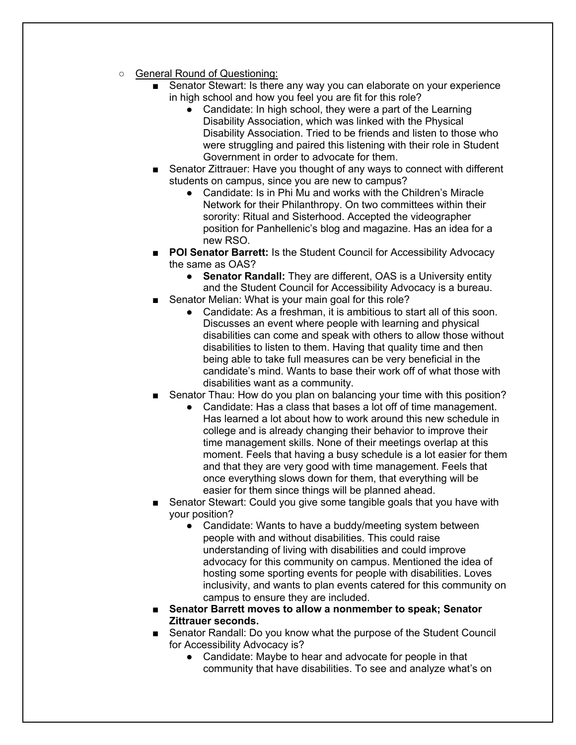- General Round of Questioning:
  - Senator Stewart: Is there any way you can elaborate on your experience in high school and how you feel you are fit for this role?
    - Candidate: In high school, they were a part of the Learning Disability Association, which was linked with the Physical Disability Association. Tried to be friends and listen to those who were struggling and paired this listening with their role in Student Government in order to advocate for them.
  - Senator Zittrauer: Have you thought of any ways to connect with different students on campus, since you are new to campus?
    - Candidate: Is in Phi Mu and works with the Children's Miracle Network for their Philanthropy. On two committees within their sorority: Ritual and Sisterhood. Accepted the videographer position for Panhellenic's blog and magazine. Has an idea for a new RSO.
  - **POI Senator Barrett:** Is the Student Council for Accessibility Advocacy the same as OAS?
    - **Senator Randall:** They are different, OAS is a University entity and the Student Council for Accessibility Advocacy is a bureau.
  - Senator Melian: What is your main goal for this role?
    - Candidate: As a freshman, it is ambitious to start all of this soon. Discusses an event where people with learning and physical disabilities can come and speak with others to allow those without disabilities to listen to them. Having that quality time and then being able to take full measures can be very beneficial in the candidate's mind. Wants to base their work off of what those with disabilities want as a community.
  - Senator Thau: How do you plan on balancing your time with this position?
    - Candidate: Has a class that bases a lot off of time management. Has learned a lot about how to work around this new schedule in college and is already changing their behavior to improve their time management skills. None of their meetings overlap at this moment. Feels that having a busy schedule is a lot easier for them and that they are very good with time management. Feels that once everything slows down for them, that everything will be easier for them since things will be planned ahead.
  - Senator Stewart: Could you give some tangible goals that you have with your position?
    - Candidate: Wants to have a buddy/meeting system between people with and without disabilities. This could raise understanding of living with disabilities and could improve advocacy for this community on campus. Mentioned the idea of hosting some sporting events for people with disabilities. Loves inclusivity, and wants to plan events catered for this community on campus to ensure they are included.
  - **Senator Barrett moves to allow a nonmember to speak; Senator Zittrauer seconds.**
  - Senator Randall: Do you know what the purpose of the Student Council for Accessibility Advocacy is?
    - Candidate: Maybe to hear and advocate for people in that community that have disabilities. To see and analyze what's on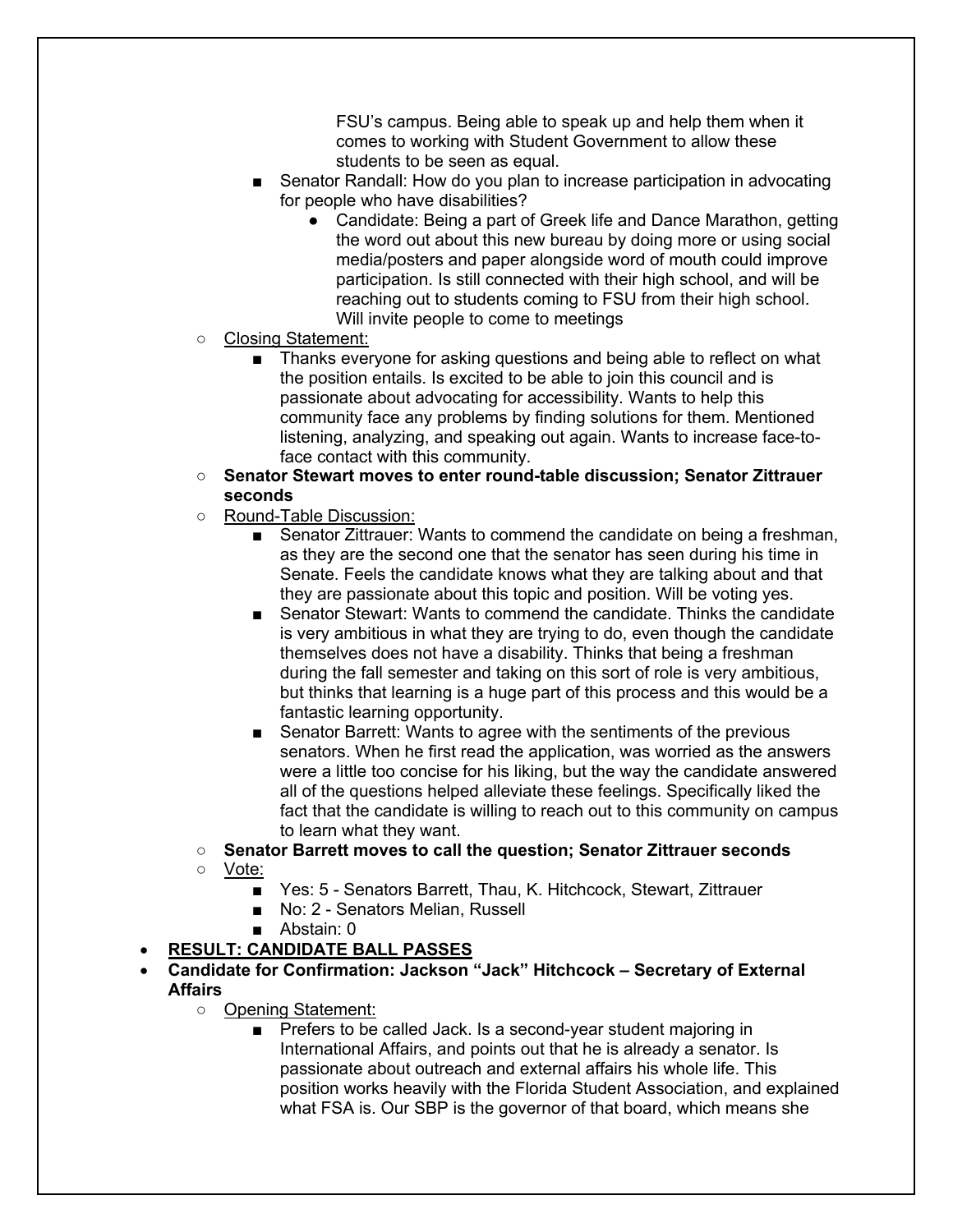- FSU's campus. Being able to speak up and help them when it comes to working with Student Government to allow these students to be seen as equal.
    - Senator Randall: How do you plan to increase participation in advocating for people who have disabilities?
        - Candidate: Being a part of Greek life and Dance Marathon, getting the word out about this new bureau by doing more or using social media/posters and paper alongside word of mouth could improve participation. Is still connected with their high school, and will be reaching out to students coming to FSU from their high school. Will invite people to come to meetings
  - Closing Statement:
    - Thanks everyone for asking questions and being able to reflect on what the position entails. Is excited to be able to join this council and is passionate about advocating for accessibility. Wants to help this community face any problems by finding solutions for them. Mentioned listening, analyzing, and speaking out again. Wants to increase face-to-face contact with this community.
  - **Senator Stewart moves to enter round-table discussion; Senator Zittrauer seconds**
  - Round-Table Discussion:
    - Senator Zittrauer: Wants to commend the candidate on being a freshman, as they are the second one that the senator has seen during his time in Senate. Feels the candidate knows what they are talking about and that they are passionate about this topic and position. Will be voting yes.
    - Senator Stewart: Wants to commend the candidate. Thinks the candidate is very ambitious in what they are trying to do, even though the candidate themselves does not have a disability. Thinks that being a freshman during the fall semester and taking on this sort of role is very ambitious, but thinks that learning is a huge part of this process and this would be a fantastic learning opportunity.
    - Senator Barrett: Wants to agree with the sentiments of the previous senators. When he first read the application, was worried as the answers were a little too concise for his liking, but the way the candidate answered all of the questions helped alleviate these feelings. Specifically liked the fact that the candidate is willing to reach out to this community on campus to learn what they want.
  - **Senator Barrett moves to call the question; Senator Zittrauer seconds**
  - Vote:
    - Yes: 5 - Senators Barrett, Thau, K. Hitchcock, Stewart, Zittrauer
    - No: 2 - Senators Melian, Russell
    - Abstain: 0
- **RESULT: CANDIDATE BALL PASSES**
- **Candidate for Confirmation: Jackson "Jack" Hitchcock – Secretary of External Affairs**
  - Opening Statement:
    - Prefers to be called Jack. Is a second-year student majoring in International Affairs, and points out that he is already a senator. Is passionate about outreach and external affairs his whole life. This position works heavily with the Florida Student Association, and explained what FSA is. Our SBP is the governor of that board, which means she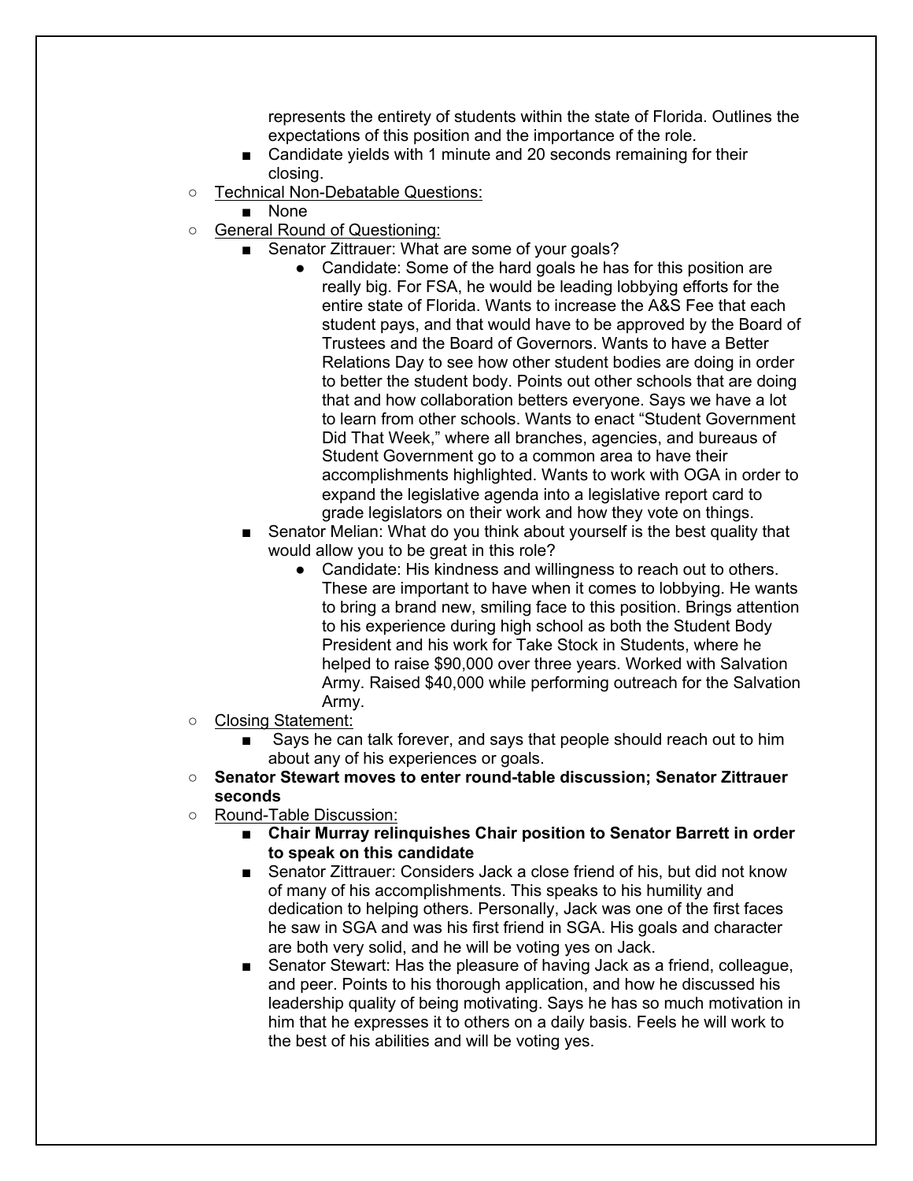- represents the entirety of students within the state of Florida. Outlines the expectations of this position and the importance of the role.
    - Candidate yields with 1 minute and 20 seconds remaining for their closing.
- Technical Non-Debatable Questions:
    - None
- General Round of Questioning:
    - Senator Zittrauer: What are some of your goals?
        - Candidate: Some of the hard goals he has for this position are really big. For FSA, he would be leading lobbying efforts for the entire state of Florida. Wants to increase the A&S Fee that each student pays, and that would have to be approved by the Board of Trustees and the Board of Governors. Wants to have a Better Relations Day to see how other student bodies are doing in order to better the student body. Points out other schools that are doing that and how collaboration betters everyone. Says we have a lot to learn from other schools. Wants to enact "Student Government Did That Week," where all branches, agencies, and bureaus of Student Government go to a common area to have their accomplishments highlighted. Wants to work with OGA in order to expand the legislative agenda into a legislative report card to grade legislators on their work and how they vote on things.
    - Senator Melian: What do you think about yourself is the best quality that would allow you to be great in this role?
        - Candidate: His kindness and willingness to reach out to others. These are important to have when it comes to lobbying. He wants to bring a brand new, smiling face to this position. Brings attention to his experience during high school as both the Student Body President and his work for Take Stock in Students, where he helped to raise $90,000 over three years. Worked with Salvation Army. Raised $40,000 while performing outreach for the Salvation Army.
- Closing Statement:
    - Says he can talk forever, and says that people should reach out to him about any of his experiences or goals.
- **Senator Stewart moves to enter round-table discussion; Senator Zittrauer seconds**
- Round-Table Discussion:
    - **Chair Murray relinquishes Chair position to Senator Barrett in order to speak on this candidate**
    - Senator Zittrauer: Considers Jack a close friend of his, but did not know of many of his accomplishments. This speaks to his humility and dedication to helping others. Personally, Jack was one of the first faces he saw in SGA and was his first friend in SGA. His goals and character are both very solid, and he will be voting yes on Jack.
    - Senator Stewart: Has the pleasure of having Jack as a friend, colleague, and peer. Points to his thorough application, and how he discussed his leadership quality of being motivating. Says he has so much motivation in him that he expresses it to others on a daily basis. Feels he will work to the best of his abilities and will be voting yes.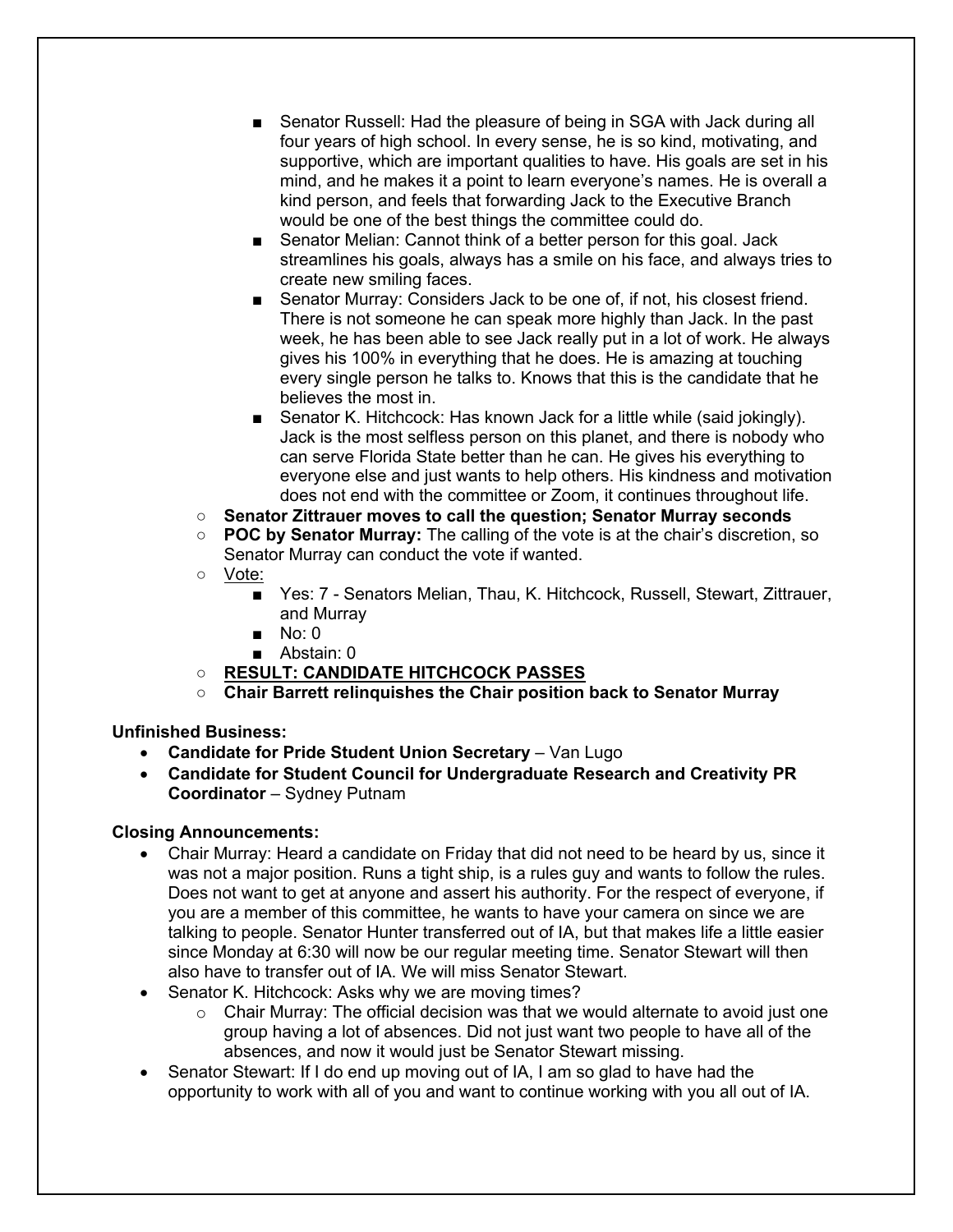- Senator Russell: Had the pleasure of being in SGA with Jack during all four years of high school. In every sense, he is so kind, motivating, and supportive, which are important qualities to have. His goals are set in his mind, and he makes it a point to learn everyone's names. He is overall a kind person, and feels that forwarding Jack to the Executive Branch would be one of the best things the committee could do.
    - Senator Melian: Cannot think of a better person for this goal. Jack streamlines his goals, always has a smile on his face, and always tries to create new smiling faces.
    - Senator Murray: Considers Jack to be one of, if not, his closest friend. There is not someone he can speak more highly than Jack. In the past week, he has been able to see Jack really put in a lot of work. He always gives his 100% in everything that he does. He is amazing at touching every single person he talks to. Knows that this is the candidate that he believes the most in.
    - Senator K. Hitchcock: Has known Jack for a little while (said jokingly). Jack is the most selfless person on this planet, and there is nobody who can serve Florida State better than he can. He gives his everything to everyone else and just wants to help others. His kindness and motivation does not end with the committee or Zoom, it continues throughout life.
  - **Senator Zittrauer moves to call the question; Senator Murray seconds**
  - **POC by Senator Murray:** The calling of the vote is at the chair's discretion, so Senator Murray can conduct the vote if wanted.
  - Vote:
    - Yes: 7 - Senators Melian, Thau, K. Hitchcock, Russell, Stewart, Zittrauer, and Murray
    - No: 0
    - Abstain: 0
  - **RESULT: CANDIDATE HITCHCOCK PASSES**
  - **Chair Barrett relinquishes the Chair position back to Senator Murray**

**Unfinished Business:**

- **Candidate for Pride Student Union Secretary** – Van Lugo
- **Candidate for Student Council for Undergraduate Research and Creativity PR Coordinator** – Sydney Putnam

**Closing Announcements:**

- Chair Murray: Heard a candidate on Friday that did not need to be heard by us, since it was not a major position. Runs a tight ship, is a rules guy and wants to follow the rules. Does not want to get at anyone and assert his authority. For the respect of everyone, if you are a member of this committee, he wants to have your camera on since we are talking to people. Senator Hunter transferred out of IA, but that makes life a little easier since Monday at 6:30 will now be our regular meeting time. Senator Stewart will then also have to transfer out of IA. We will miss Senator Stewart.
- Senator K. Hitchcock: Asks why we are moving times?
  - Chair Murray: The official decision was that we would alternate to avoid just one group having a lot of absences. Did not just want two people to have all of the absences, and now it would just be Senator Stewart missing.
- Senator Stewart: If I do end up moving out of IA, I am so glad to have had the opportunity to work with all of you and want to continue working with you all out of IA.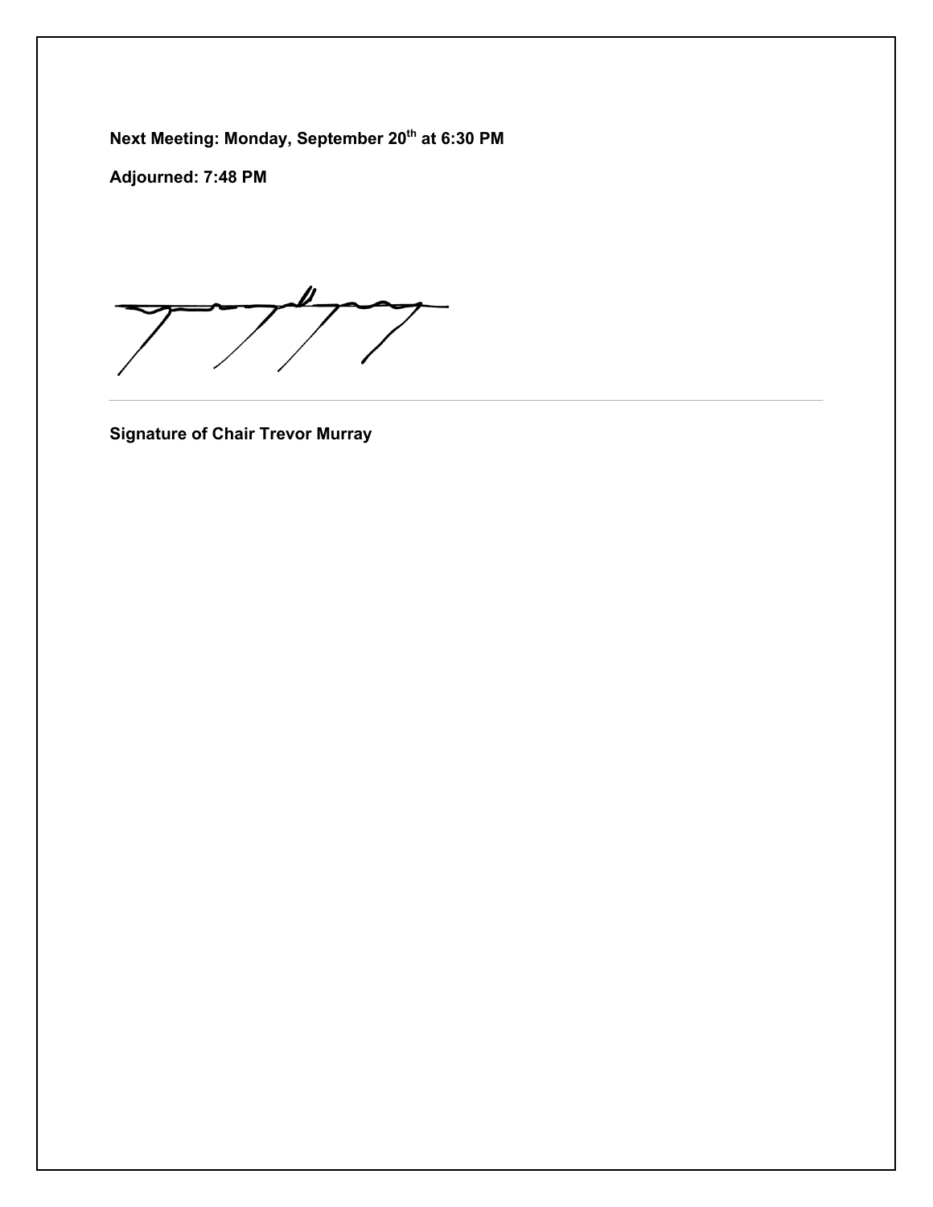**Next Meeting: Monday, September 20th at 6:30 PM**

**Adjourned: 7:48 PM**

---

**Signature of Chair Trevor Murray**